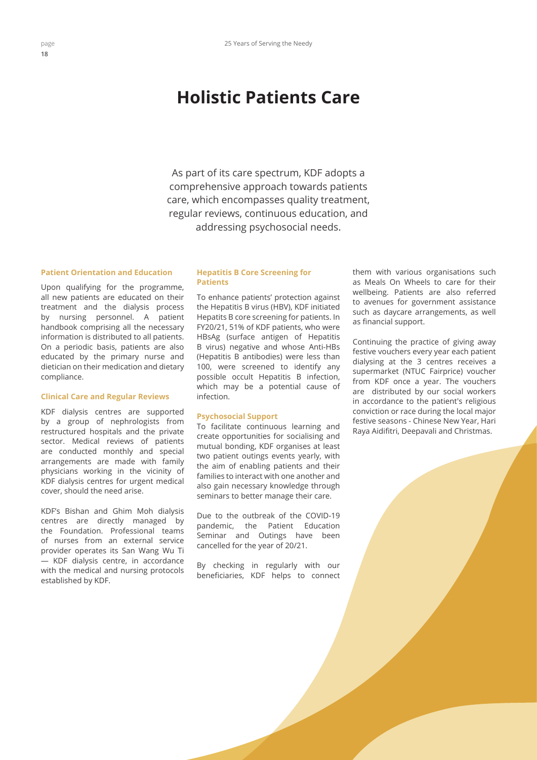# Holistic Patients Care

As part of its care spectrum, KDF adopts a comprehensive approach towards patients care, which encompasses quality treatment, regular reviews, continuous education, and addressing psychosocial needs.

### Patient Orientation and Education

Upon qualifying for the programme, all new patients are educated on their treatment and the dialysis process by nursing personnel. A patient handbook comprising all the necessary information is distributed to all patients. On a periodic basis, patients are also educated by the primary nurse and dietician on their medication and dietary compliance.

### Clinical Care and Regular Reviews

KDF dialysis centres are supported by a group of nephrologists from restructured hospitals and the private sector. Medical reviews of patients are conducted monthly and special arrangements are made with family physicians working in the vicinity of KDF dialysis centres for urgent medical cover, should the need arise.

KDF's Bishan and Ghim Moh dialysis centres are directly managed by the Foundation. Professional teams of nurses from an external service provider operates its San Wang Wu Ti — KDF dialysis centre, in accordance with the medical and nursing protocols established by KDF.

### Hepatitis B Core Screening for Patients

To enhance patients' protection against the Hepatitis B virus (HBV), KDF initiated Hepatits B core screening for patients. In FY20/21, 51% of KDF patients, who were HBsAg (surface antigen of Hepatitis B virus) negative and whose Anti-HBs (Hepatitis B antibodies) were less than 100, were screened to identify any possible occult Hepatitis B infection, which may be a potential cause of infection.

### Psychosocial Support

To facilitate continuous learning and create opportunities for socialising and mutual bonding, KDF organises at least two patient outings events yearly, with the aim of enabling patients and their families to interact with one another and also gain necessary knowledge through seminars to better manage their care.

Due to the outbreak of the COVID-19 pandemic, the Patient Education Seminar and Outings have been cancelled for the year of 20/21.

By checking in regularly with our beneficiaries, KDF helps to connect them with various organisations such as Meals On Wheels to care for their wellbeing. Patients are also referred to avenues for government assistance such as daycare arrangements, as well as financial support.

Continuing the practice of giving away festive vouchers every year each patient dialysing at the 3 centres receives a supermarket (NTUC Fairprice) voucher from KDF once a year. The vouchers are distributed by our social workers in accordance to the patient's religious conviction or race during the local major festive seasons - Chinese New Year, Hari Raya Aidifitri, Deepavali and Christmas.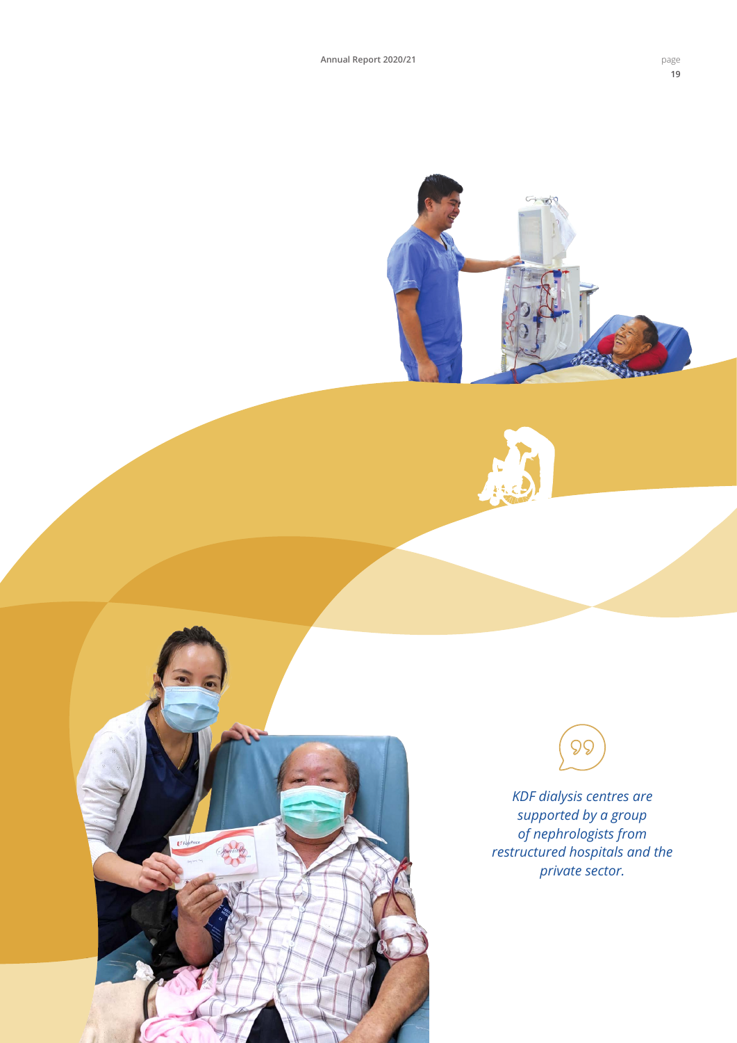*KDF dialysis centres are supported by a group of nephrologists from restructured hospitals and the private sector.*